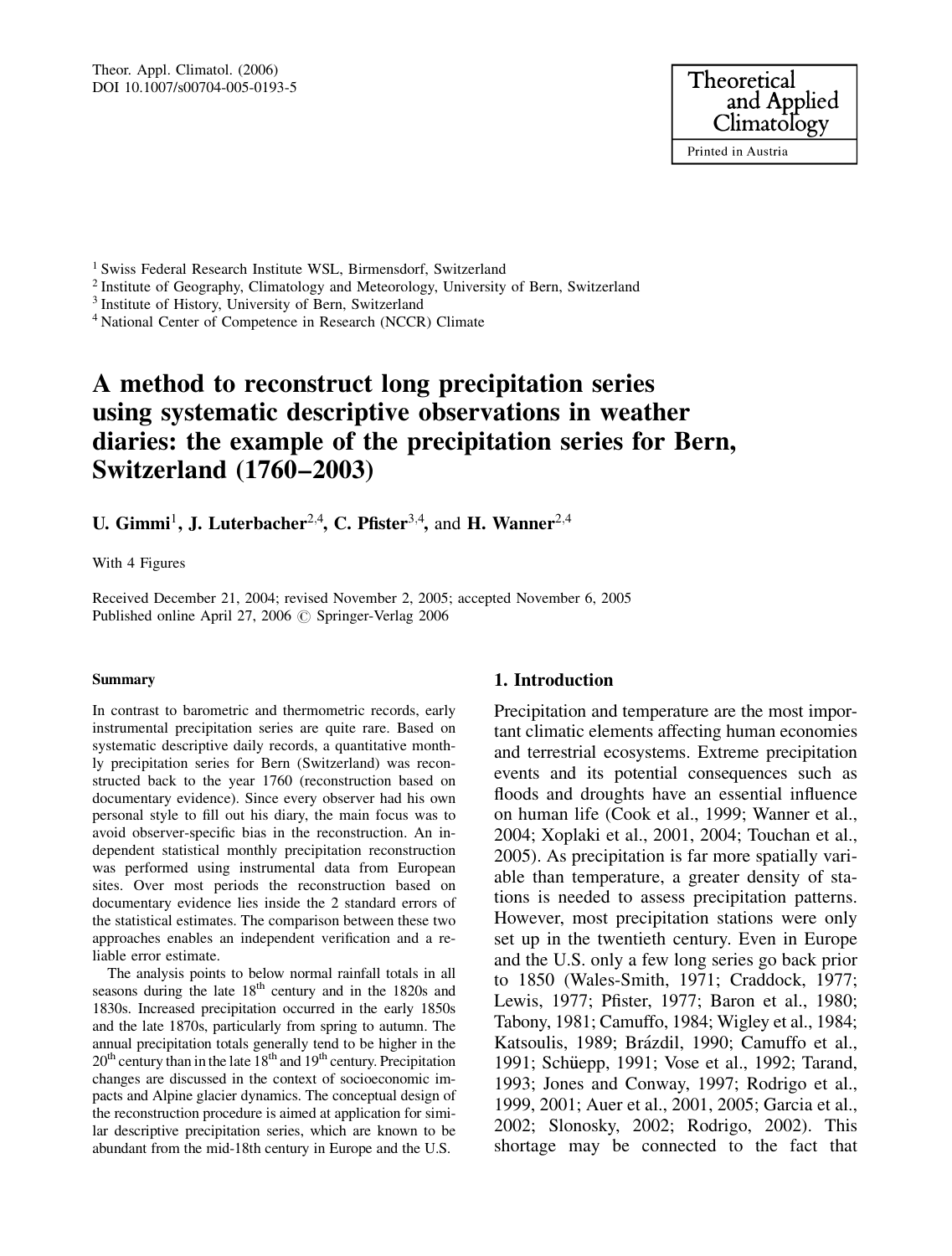Theor. Appl. Climatol. (2006)
DOI 10.1007/s00704-005-0193-5

[1] Swiss Federal Research Institute WSL, Birmensdorf, Switzerland
[2] Institute of Geography, Climatology and Meteorology, University of Bern, Switzerland
[3] Institute of History, University of Bern, Switzerland
[4] National Center of Competence in Research (NCCR) Climate

# A method to reconstruct long precipitation series using systematic descriptive observations in weather diaries: the example of the precipitation series for Bern, Switzerland (1760–2003)

**U. Gimmi[1], J. Luterbacher[2,4], C. Pfister[3,4], and H. Wanner[2,4]**

With 4 Figures

Received December 21, 2004; revised November 2, 2005; accepted November 6, 2005
Published online April 27, 2006 © Springer-Verlag 2006

## Summary

In contrast to barometric and thermometric records, early instrumental precipitation series are quite rare. Based on systematic descriptive daily records, a quantitative monthly precipitation series for Bern (Switzerland) was reconstructed back to the year 1760 (reconstruction based on documentary evidence). Since every observer had his own personal style to fill out his diary, the main focus was to avoid observer-specific bias in the reconstruction. An independent statistical monthly precipitation reconstruction was performed using instrumental data from European sites. Over most periods the reconstruction based on documentary evidence lies inside the 2 standard errors of the statistical estimates. The comparison between these two approaches enables an independent verification and a reliable error estimate.

The analysis points to below normal rainfall totals in all seasons during the late 18th century and in the 1820s and 1830s. Increased precipitation occurred in the early 1850s and the late 1870s, particularly from spring to autumn. The annual precipitation totals generally tend to be higher in the 20th century than in the late 18th and 19th century. Precipitation changes are discussed in the context of socioeconomic impacts and Alpine glacier dynamics. The conceptual design of the reconstruction procedure is aimed at application for similar descriptive precipitation series, which are known to be abundant from the mid-18th century in Europe and the U.S.

## 1. Introduction

Precipitation and temperature are the most important climatic elements affecting human economies and terrestrial ecosystems. Extreme precipitation events and its potential consequences such as floods and droughts have an essential influence on human life (Cook et al., 1999; Wanner et al., 2004; Xoplaki et al., 2001, 2004; Touchan et al., 2005). As precipitation is far more spatially variable than temperature, a greater density of stations is needed to assess precipitation patterns. However, most precipitation stations were only set up in the twentieth century. Even in Europe and the U.S. only a few long series go back prior to 1850 (Wales-Smith, 1971; Craddock, 1977; Lewis, 1977; Pfister, 1977; Baron et al., 1980; Tabony, 1981; Camuffo, 1984; Wigley et al., 1984; Katsoulis, 1989; Brázdil, 1990; Camuffo et al., 1991; Schüepp, 1991; Vose et al., 1992; Tarand, 1993; Jones and Conway, 1997; Rodrigo et al., 1999, 2001; Auer et al., 2001, 2005; Garcia et al., 2002; Slonosky, 2002; Rodrigo, 2002). This shortage may be connected to the fact that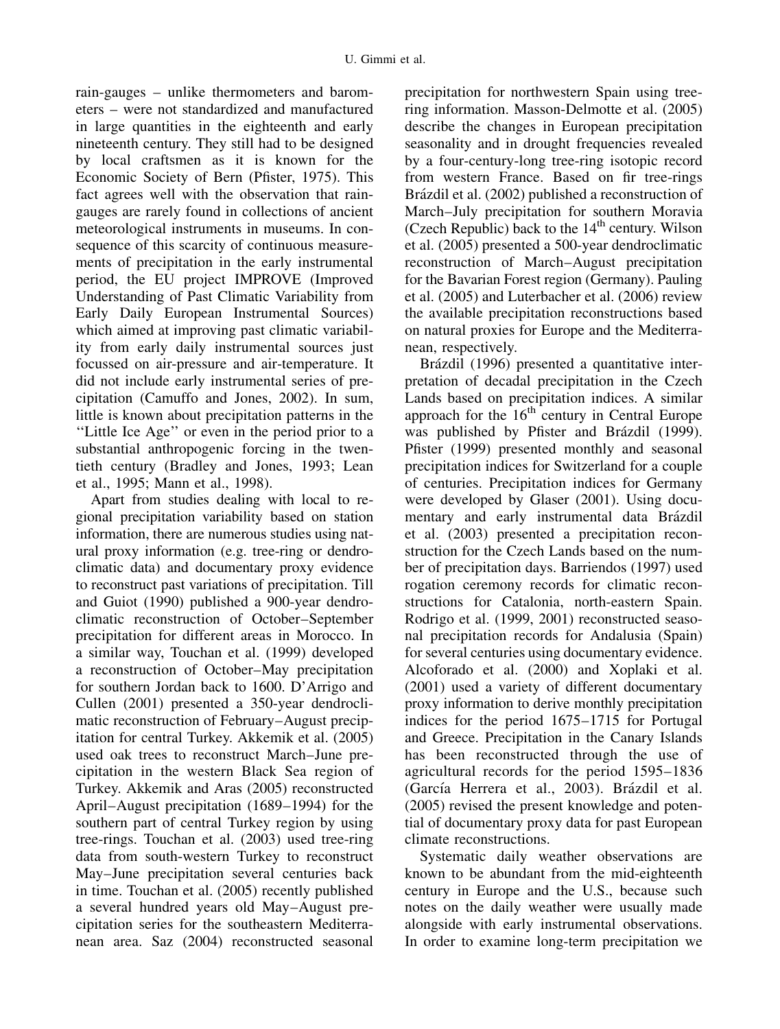rain-gauges – unlike thermometers and barometers – were not standardized and manufactured in large quantities in the eighteenth and early nineteenth century. They still had to be designed by local craftsmen as it is known for the Economic Society of Bern (Pfister, 1975). This fact agrees well with the observation that rain-gauges are rarely found in collections of ancient meteorological instruments in museums. In consequence of this scarcity of continuous measurements of precipitation in the early instrumental period, the EU project IMPROVE (Improved Understanding of Past Climatic Variability from Early Daily European Instrumental Sources) which aimed at improving past climatic variability from early daily instrumental sources just focussed on air-pressure and air-temperature. It did not include early instrumental series of precipitation (Camuffo and Jones, 2002). In sum, little is known about precipitation patterns in the ''Little Ice Age'' or even in the period prior to a substantial anthropogenic forcing in the twentieth century (Bradley and Jones, 1993; Lean et al., 1995; Mann et al., 1998).

Apart from studies dealing with local to regional precipitation variability based on station information, there are numerous studies using natural proxy information (e.g. tree-ring or dendroclimatic data) and documentary proxy evidence to reconstruct past variations of precipitation. Till and Guiot (1990) published a 900-year dendroclimatic reconstruction of October–September precipitation for different areas in Morocco. In a similar way, Touchan et al. (1999) developed a reconstruction of October–May precipitation for southern Jordan back to 1600. D'Arrigo and Cullen (2001) presented a 350-year dendroclimatic reconstruction of February–August precipitation for central Turkey. Akkemik et al. (2005) used oak trees to reconstruct March–June precipitation in the western Black Sea region of Turkey. Akkemik and Aras (2005) reconstructed April–August precipitation (1689–1994) for the southern part of central Turkey region by using tree-rings. Touchan et al. (2003) used tree-ring data from south-western Turkey to reconstruct May–June precipitation several centuries back in time. Touchan et al. (2005) recently published a several hundred years old May–August precipitation series for the southeastern Mediterranean area. Saz (2004) reconstructed seasonal precipitation for northwestern Spain using tree-ring information. Masson-Delmotte et al. (2005) describe the changes in European precipitation seasonality and in drought frequencies revealed by a four-century-long tree-ring isotopic record from western France. Based on fir tree-rings Brázdil et al. (2002) published a reconstruction of March–July precipitation for southern Moravia (Czech Republic) back to the 14th century. Wilson et al. (2005) presented a 500-year dendroclimatic reconstruction of March–August precipitation for the Bavarian Forest region (Germany). Pauling et al. (2005) and Luterbacher et al. (2006) review the available precipitation reconstructions based on natural proxies for Europe and the Mediterranean, respectively.

Brázdil (1996) presented a quantitative interpretation of decadal precipitation in the Czech Lands based on precipitation indices. A similar approach for the 16th century in Central Europe was published by Pfister and Brázdil (1999). Pfister (1999) presented monthly and seasonal precipitation indices for Switzerland for a couple of centuries. Precipitation indices for Germany were developed by Glaser (2001). Using documentary and early instrumental data Brázdil et al. (2003) presented a precipitation reconstruction for the Czech Lands based on the number of precipitation days. Barriendos (1997) used rogation ceremony records for climatic reconstructions for Catalonia, north-eastern Spain. Rodrigo et al. (1999, 2001) reconstructed seasonal precipitation records for Andalusia (Spain) for several centuries using documentary evidence. Alcoforado et al. (2000) and Xoplaki et al. (2001) used a variety of different documentary proxy information to derive monthly precipitation indices for the period 1675–1715 for Portugal and Greece. Precipitation in the Canary Islands has been reconstructed through the use of agricultural records for the period 1595–1836 (García Herrera et al., 2003). Brázdil et al. (2005) revised the present knowledge and potential of documentary proxy data for past European climate reconstructions.

Systematic daily weather observations are known to be abundant from the mid-eighteenth century in Europe and the U.S., because such notes on the daily weather were usually made alongside with early instrumental observations. In order to examine long-term precipitation we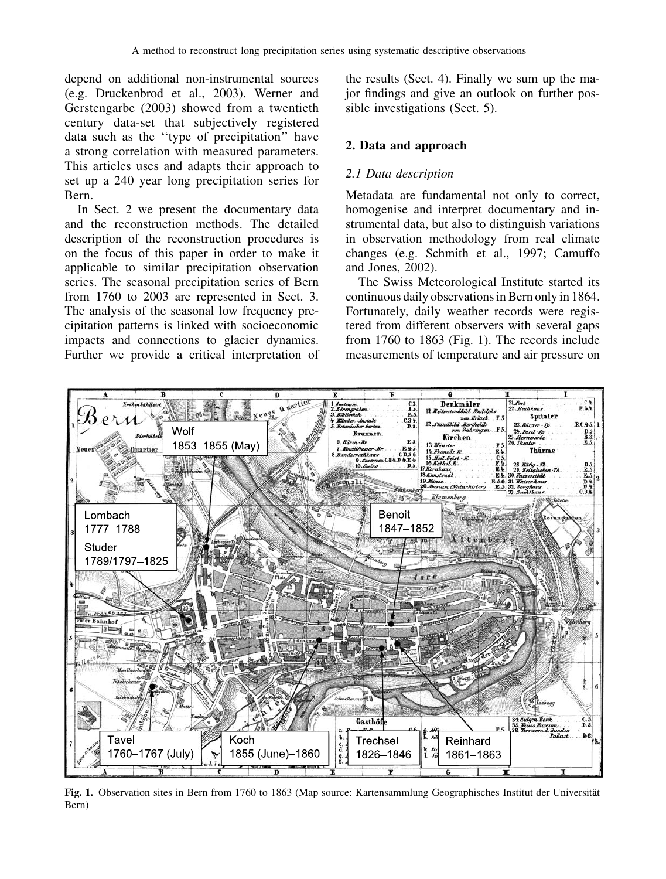depend on additional non-instrumental sources (e.g. Druckenbrod et al., 2003). Werner and Gerstengarbe (2003) showed from a twentieth century data-set that subjectively registered data such as the ''type of precipitation'' have a strong correlation with measured parameters. This articles uses and adapts their approach to set up a 240 year long precipitation series for Bern.

In Sect. 2 we present the documentary data and the reconstruction methods. The detailed description of the reconstruction procedures is on the focus of this paper in order to make it applicable to similar precipitation observation series. The seasonal precipitation series of Bern from 1760 to 2003 are represented in Sect. 3. The analysis of the seasonal low frequency precipitation patterns is linked with socioeconomic impacts and connections to glacier dynamics. Further we provide a critical interpretation of the results (Sect. 4). Finally we sum up the major findings and give an outlook on further possible investigations (Sect. 5).

## 2. Data and approach

### 2.1 Data description

Metadata are fundamental not only to correct, homogenise and interpret documentary and instrumental data, but also to distinguish variations in observation methodology from real climate changes (e.g. Schmith et al., 1997; Camuffo and Jones, 2002).

The Swiss Meteorological Institute started its continuous daily observations in Bern only in 1864. Fortunately, daily weather records were registered from different observers with several gaps from 1760 to 1863 (Fig. 1). The records include measurements of temperature and air pressure on

**Fig. 1.** Observation sites in Bern from 1760 to 1863 (Map source: Kartensammlung Geographisches Institut der Universität Bern)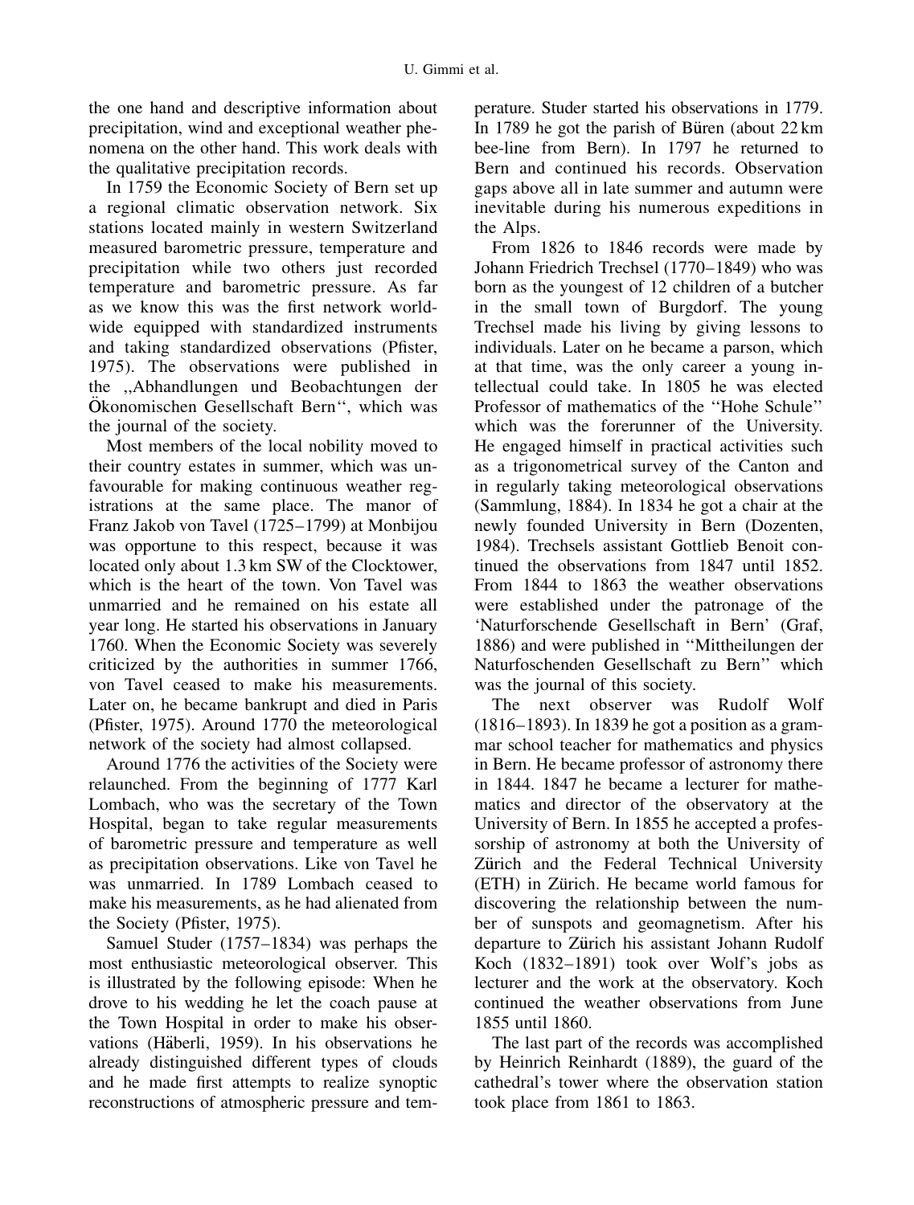the one hand and descriptive information about precipitation, wind and exceptional weather phenomena on the other hand. This work deals with the qualitative precipitation records.

In 1759 the Economic Society of Bern set up a regional climatic observation network. Six stations located mainly in western Switzerland measured barometric pressure, temperature and precipitation while two others just recorded temperature and barometric pressure. As far as we know this was the first network worldwide equipped with standardized instruments and taking standardized observations (Pfister, 1975). The observations were published in the ,,Abhandlungen und Beobachtungen der Ökonomischen Gesellschaft Bern'', which was the journal of the society.

Most members of the local nobility moved to their country estates in summer, which was unfavourable for making continuous weather registrations at the same place. The manor of Franz Jakob von Tavel (1725–1799) at Monbijou was opportune to this respect, because it was located only about 1.3 km SW of the Clocktower, which is the heart of the town. Von Tavel was unmarried and he remained on his estate all year long. He started his observations in January 1760. When the Economic Society was severely criticized by the authorities in summer 1766, von Tavel ceased to make his measurements. Later on, he became bankrupt and died in Paris (Pfister, 1975). Around 1770 the meteorological network of the society had almost collapsed.

Around 1776 the activities of the Society were relaunched. From the beginning of 1777 Karl Lombach, who was the secretary of the Town Hospital, began to take regular measurements of barometric pressure and temperature as well as precipitation observations. Like von Tavel he was unmarried. In 1789 Lombach ceased to make his measurements, as he had alienated from the Society (Pfister, 1975).

Samuel Studer (1757–1834) was perhaps the most enthusiastic meteorological observer. This is illustrated by the following episode: When he drove to his wedding he let the coach pause at the Town Hospital in order to make his observations (Häberli, 1959). In his observations he already distinguished different types of clouds and he made first attempts to realize synoptic reconstructions of atmospheric pressure and temperature. Studer started his observations in 1779. In 1789 he got the parish of Büren (about 22 km bee-line from Bern). In 1797 he returned to Bern and continued his records. Observation gaps above all in late summer and autumn were inevitable during his numerous expeditions in the Alps.

From 1826 to 1846 records were made by Johann Friedrich Trechsel (1770–1849) who was born as the youngest of 12 children of a butcher in the small town of Burgdorf. The young Trechsel made his living by giving lessons to individuals. Later on he became a parson, which at that time, was the only career a young intellectual could take. In 1805 he was elected Professor of mathematics of the ''Hohe Schule'' which was the forerunner of the University. He engaged himself in practical activities such as a trigonometrical survey of the Canton and in regularly taking meteorological observations (Sammlung, 1884). In 1834 he got a chair at the newly founded University in Bern (Dozenten, 1984). Trechsels assistant Gottlieb Benoit continued the observations from 1847 until 1852. From 1844 to 1863 the weather observations were established under the patronage of the 'Naturforschende Gesellschaft in Bern' (Graf, 1886) and were published in ''Mittheilungen der Naturfoschenden Gesellschaft zu Bern'' which was the journal of this society.

The next observer was Rudolf Wolf (1816–1893). In 1839 he got a position as a grammar school teacher for mathematics and physics in Bern. He became professor of astronomy there in 1844. 1847 he became a lecturer for mathematics and director of the observatory at the University of Bern. In 1855 he accepted a professorship of astronomy at both the University of Zürich and the Federal Technical University (ETH) in Zürich. He became world famous for discovering the relationship between the number of sunspots and geomagnetism. After his departure to Zürich his assistant Johann Rudolf Koch (1832–1891) took over Wolf's jobs as lecturer and the work at the observatory. Koch continued the weather observations from June 1855 until 1860.

The last part of the records was accomplished by Heinrich Reinhardt (1889), the guard of the cathedral's tower where the observation station took place from 1861 to 1863.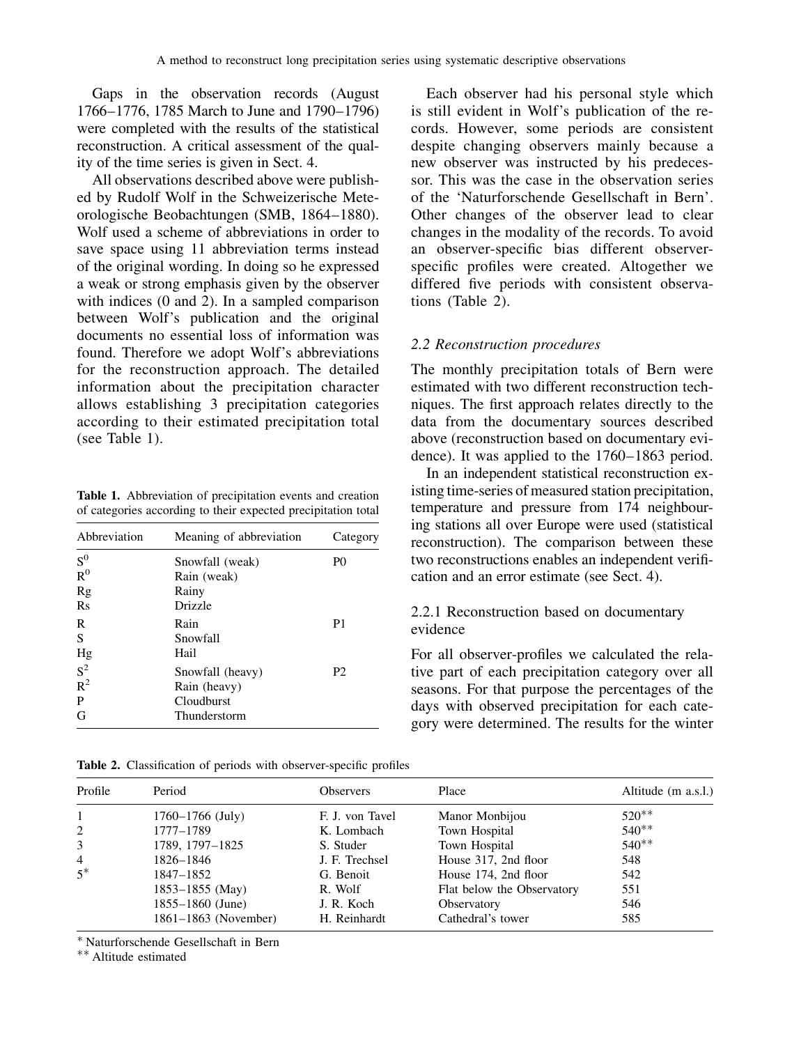Gaps in the observation records (August 1766–1776, 1785 March to June and 1790–1796) were completed with the results of the statistical reconstruction. A critical assessment of the quality of the time series is given in Sect. 4.

All observations described above were published by Rudolf Wolf in the Schweizerische Meteorologische Beobachtungen (SMB, 1864–1880). Wolf used a scheme of abbreviations in order to save space using 11 abbreviation terms instead of the original wording. In doing so he expressed a weak or strong emphasis given by the observer with indices (0 and 2). In a sampled comparison between Wolf's publication and the original documents no essential loss of information was found. Therefore we adopt Wolf's abbreviations for the reconstruction approach. The detailed information about the precipitation character allows establishing 3 precipitation categories according to their estimated precipitation total (see Table 1).

**Table 1.** Abbreviation of precipitation events and creation of categories according to their expected precipitation total

| Abbreviation | Meaning of abbreviation | Category |
|---|---|---|
| $S^0$ | Snowfall (weak) | P0 |
| $R^0$ | Rain (weak) | |
| Rg | Rainy | |
| Rs | Drizzle | |
| R | Rain | P1 |
| S | Snowfall | |
| Hg | Hail | |
| $S^2$ | Snowfall (heavy) | P2 |
| $R^2$ | Rain (heavy) | |
| P | Cloudburst | |
| G | Thunderstorm | |

Each observer had his personal style which is still evident in Wolf's publication of the records. However, some periods are consistent despite changing observers mainly because a new observer was instructed by his predecessor. This was the case in the observation series of the 'Naturforschende Gesellschaft in Bern'. Other changes of the observer lead to clear changes in the modality of the records. To avoid an observer-specific bias different observer-specific profiles were created. Altogether we differed five periods with consistent observations (Table 2).

### 2.2 Reconstruction procedures

The monthly precipitation totals of Bern were estimated with two different reconstruction techniques. The first approach relates directly to the data from the documentary sources described above (reconstruction based on documentary evidence). It was applied to the 1760–1863 period.

In an independent statistical reconstruction existing time-series of measured station precipitation, temperature and pressure from 174 neighbouring stations all over Europe were used (statistical reconstruction). The comparison between these two reconstructions enables an independent verification and an error estimate (see Sect. 4).

#### 2.2.1 Reconstruction based on documentary evidence

For all observer-profiles we calculated the relative part of each precipitation category over all seasons. For that purpose the percentages of the days with observed precipitation for each category were determined. The results for the winter

**Table 2.** Classification of periods with observer-specific profiles

| Profile | Period | Observers | Place | Altitude (m a.s.l.) |
|---|---|---|---|---|
| 1 | 1760–1766 (July) | F. J. von Tavel | Manor Monbijou | 520** |
| 2 | 1777–1789 | K. Lombach | Town Hospital | 540** |
| 3 | 1789, 1797–1825 | S. Studer | Town Hospital | 540** |
| 4 | 1826–1846 | J. F. Trechsel | House 317, 2nd floor | 548 |
| 5* | 1847–1852 | G. Benoit | House 174, 2nd floor | 542 |
| | 1853–1855 (May) | R. Wolf | Flat below the Observatory | 551 |
| | 1855–1860 (June) | J. R. Koch | Observatory | 546 |
| | 1861–1863 (November) | H. Reinhardt | Cathedral's tower | 585 |

\* Naturforschende Gesellschaft in Bern

\*\* Altitude estimated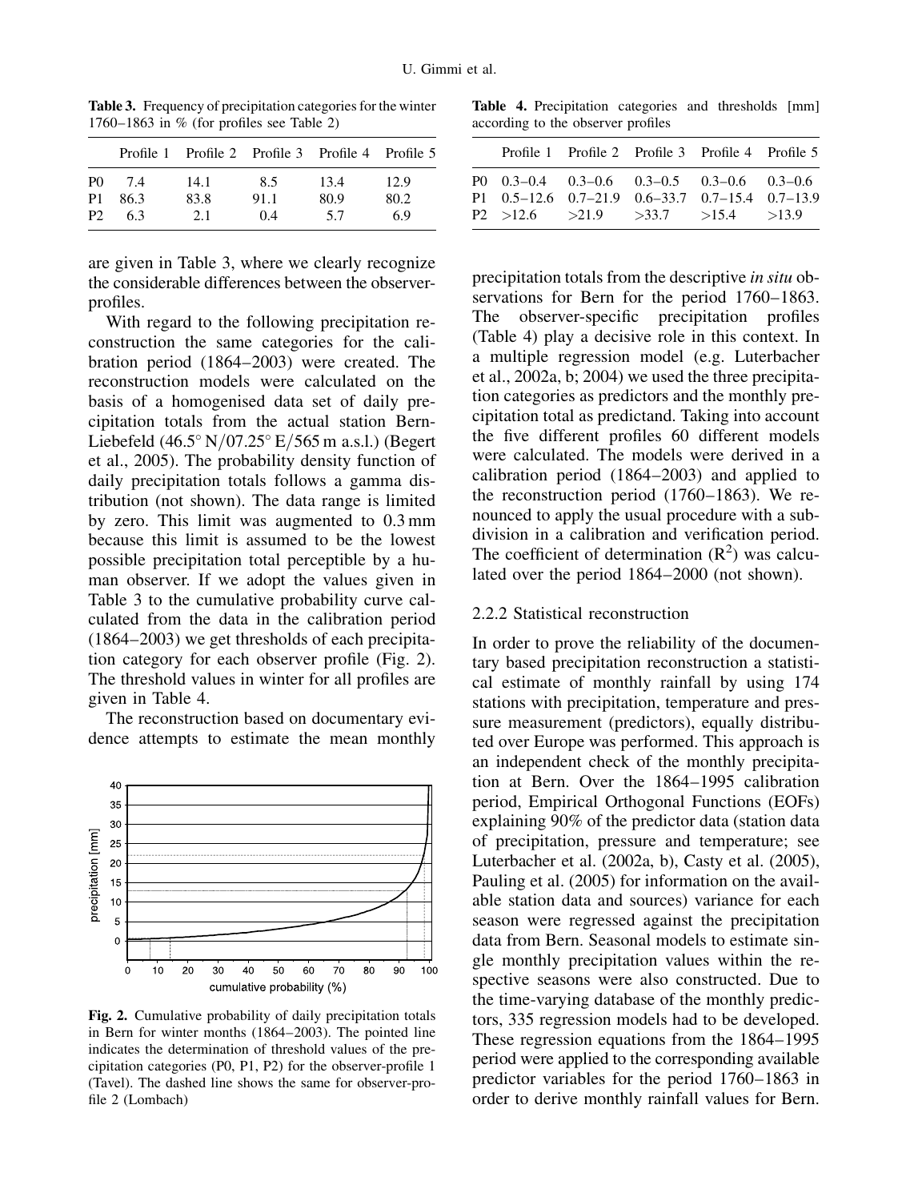**Table 3.** Frequency of precipitation categories for the winter 1760–1863 in % (for profiles see Table 2)

| | Profile 1 | Profile 2 | Profile 3 | Profile 4 | Profile 5 |
|---|---|---|---|---|---|
| P0 | 7.4 | 14.1 | 8.5 | 13.4 | 12.9 |
| P1 | 86.3 | 83.8 | 91.1 | 80.9 | 80.2 |
| P2 | 6.3 | 2.1 | 0.4 | 5.7 | 6.9 |

are given in Table 3, where we clearly recognize the considerable differences between the observer-profiles.

With regard to the following precipitation reconstruction the same categories for the calibration period (1864–2003) were created. The reconstruction models were calculated on the basis of a homogenised data set of daily precipitation totals from the actual station Bern-Liebefeld (46.5° N/07.25° E/565 m a.s.l.) (Begert et al., 2005). The probability density function of daily precipitation totals follows a gamma distribution (not shown). The data range is limited by zero. This limit was augmented to 0.3 mm because this limit is assumed to be the lowest possible precipitation total perceptible by a human observer. If we adopt the values given in Table 3 to the cumulative probability curve calculated from the data in the calibration period (1864–2003) we get thresholds of each precipitation category for each observer profile (Fig. 2). The threshold values in winter for all profiles are given in Table 4.

The reconstruction based on documentary evidence attempts to estimate the mean monthly

**Fig. 2.** Cumulative probability of daily precipitation totals in Bern for winter months (1864–2003). The pointed line indicates the determination of threshold values of the precipitation categories (P0, P1, P2) for the observer-profile 1 (Tavel). The dashed line shows the same for observer-profile 2 (Lombach)

**Table 4.** Precipitation categories and thresholds [mm] according to the observer profiles

| | Profile 1 | Profile 2 | Profile 3 | Profile 4 | Profile 5 |
|---|---|---|---|---|---|
| P0 | 0.3–0.4 | 0.3–0.6 | 0.3–0.5 | 0.3–0.6 | 0.3–0.6 |
| P1 | 0.5–12.6 | 0.7–21.9 | 0.6–33.7 | 0.7–15.4 | 0.7–13.9 |
| P2 | >12.6 | >21.9 | >33.7 | >15.4 | >13.9 |

precipitation totals from the descriptive *in situ* observations for Bern for the period 1760–1863. The observer-specific precipitation profiles (Table 4) play a decisive role in this context. In a multiple regression model (e.g. Luterbacher et al., 2002a, b; 2004) we used the three precipitation categories as predictors and the monthly precipitation total as predictand. Taking into account the five different profiles 60 different models were calculated. The models were derived in a calibration period (1864–2003) and applied to the reconstruction period (1760–1863). We renounced to apply the usual procedure with a subdivision in a calibration and verification period. The coefficient of determination ($R^2$) was calculated over the period 1864–2000 (not shown).

### 2.2.2 Statistical reconstruction

In order to prove the reliability of the documentary based precipitation reconstruction a statistical estimate of monthly rainfall by using 174 stations with precipitation, temperature and pressure measurement (predictors), equally distributed over Europe was performed. This approach is an independent check of the monthly precipitation at Bern. Over the 1864–1995 calibration period, Empirical Orthogonal Functions (EOFs) explaining 90% of the predictor data (station data of precipitation, pressure and temperature; see Luterbacher et al. (2002a, b), Casty et al. (2005), Pauling et al. (2005) for information on the available station data and sources) variance for each season were regressed against the precipitation data from Bern. Seasonal models to estimate single monthly precipitation values within the respective seasons were also constructed. Due to the time-varying database of the monthly predictors, 335 regression models had to be developed. These regression equations from the 1864–1995 period were applied to the corresponding available predictor variables for the period 1760–1863 in order to derive monthly rainfall values for Bern.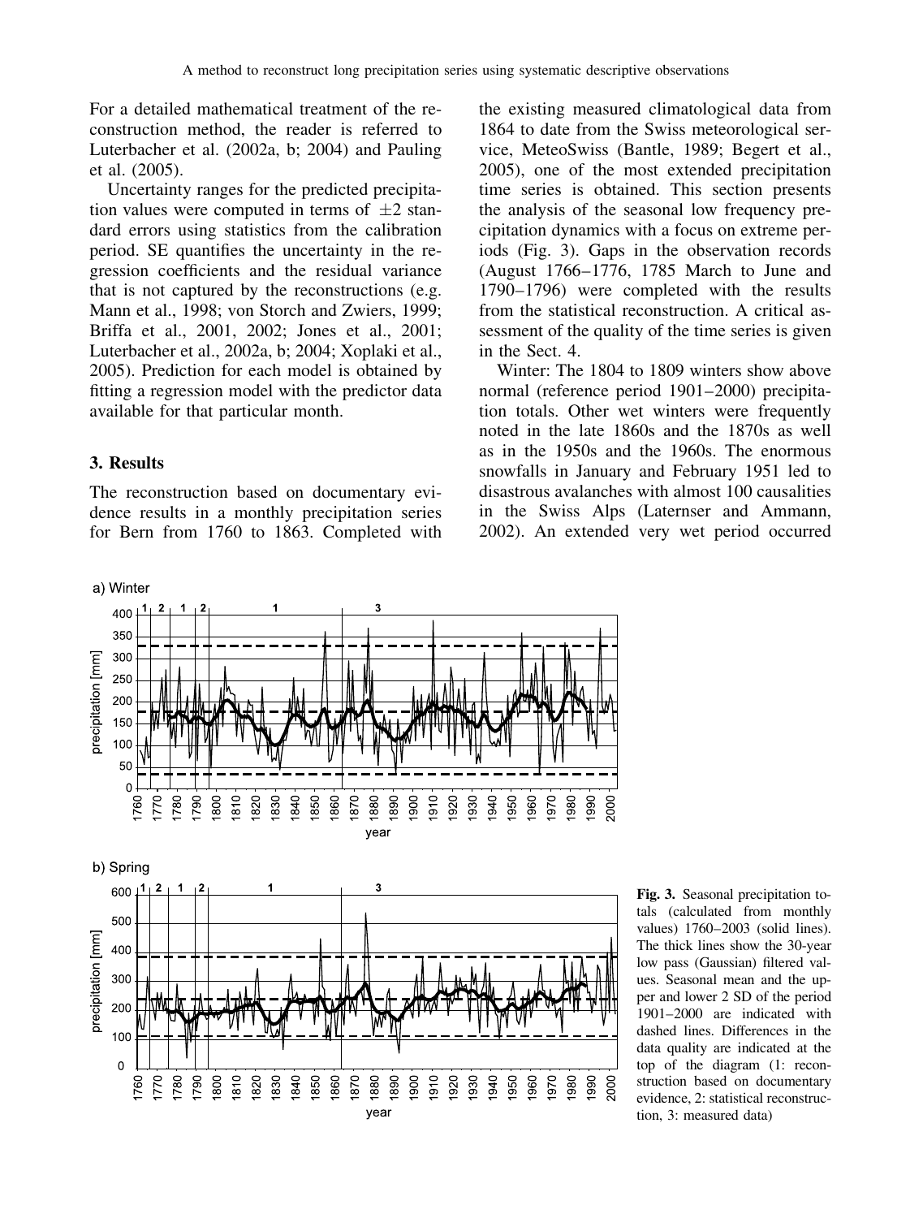For a detailed mathematical treatment of the reconstruction method, the reader is referred to Luterbacher et al. (2002a, b; 2004) and Pauling et al. (2005).

Uncertainty ranges for the predicted precipitation values were computed in terms of $\pm 2$ standard errors using statistics from the calibration period. SE quantifies the uncertainty in the regression coefficients and the residual variance that is not captured by the reconstructions (e.g. Mann et al., 1998; von Storch and Zwiers, 1999; Briffa et al., 2001, 2002; Jones et al., 2001; Luterbacher et al., 2002a, b; 2004; Xoplaki et al., 2005). Prediction for each model is obtained by fitting a regression model with the predictor data available for that particular month.

## 3. Results

The reconstruction based on documentary evidence results in a monthly precipitation series for Bern from 1760 to 1863. Completed with the existing measured climatological data from 1864 to date from the Swiss meteorological service, MeteoSwiss (Bantle, 1989; Begert et al., 2005), one of the most extended precipitation time series is obtained. This section presents the analysis of the seasonal low frequency precipitation dynamics with a focus on extreme periods (Fig. 3). Gaps in the observation records (August 1766–1776, 1785 March to June and 1790–1796) were completed with the results from the statistical reconstruction. A critical assessment of the quality of the time series is given in the Sect. 4.

Winter: The 1804 to 1809 winters show above normal (reference period 1901–2000) precipitation totals. Other wet winters were frequently noted in the late 1860s and the 1870s as well as in the 1950s and the 1960s. The enormous snowfalls in January and February 1951 led to disastrous avalanches with almost 100 causalities in the Swiss Alps (Laternser and Ammann, 2002). An extended very wet period occurred

**Fig. 3.** Seasonal precipitation totals (calculated from monthly values) 1760–2003 (solid lines). The thick lines show the 30-year low pass (Gaussian) filtered values. Seasonal mean and the upper and lower 2 SD of the period 1901–2000 are indicated with dashed lines. Differences in the data quality are indicated at the top of the diagram (1: reconstruction based on documentary evidence, 2: statistical reconstruction, 3: measured data)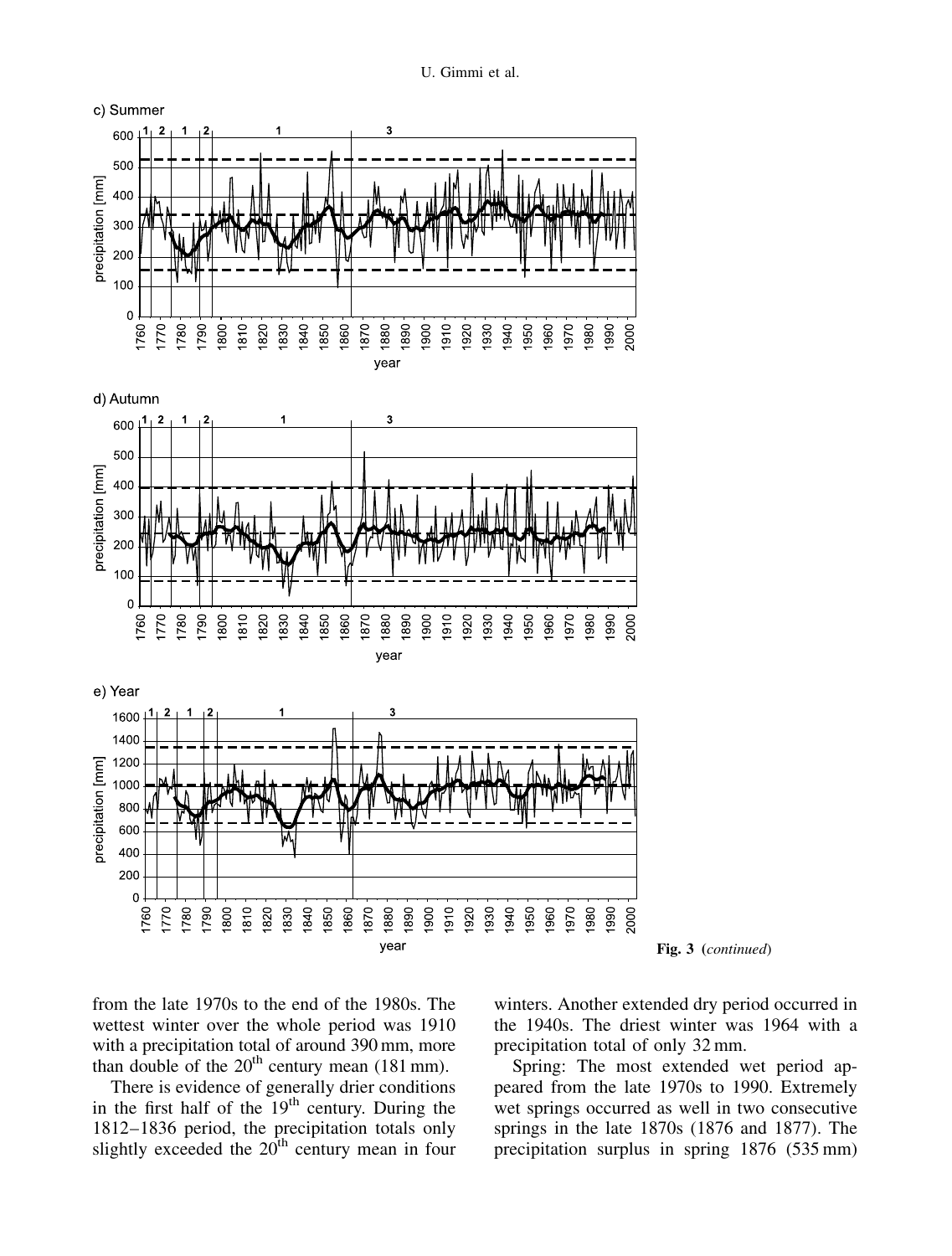c) Summer

d) Autumn

e) Year

**Fig. 3** (*continued*)

from the late 1970s to the end of the 1980s. The wettest winter over the whole period was 1910 with a precipitation total of around 390 mm, more than double of the 20[th] century mean (181 mm).

There is evidence of generally drier conditions in the first half of the 19[th] century. During the 1812–1836 period, the precipitation totals only slightly exceeded the 20[th] century mean in four winters. Another extended dry period occurred in the 1940s. The driest winter was 1964 with a precipitation total of only 32 mm.

Spring: The most extended wet period appeared from the late 1970s to 1990. Extremely wet springs occurred as well in two consecutive springs in the late 1870s (1876 and 1877). The precipitation surplus in spring 1876 (535 mm)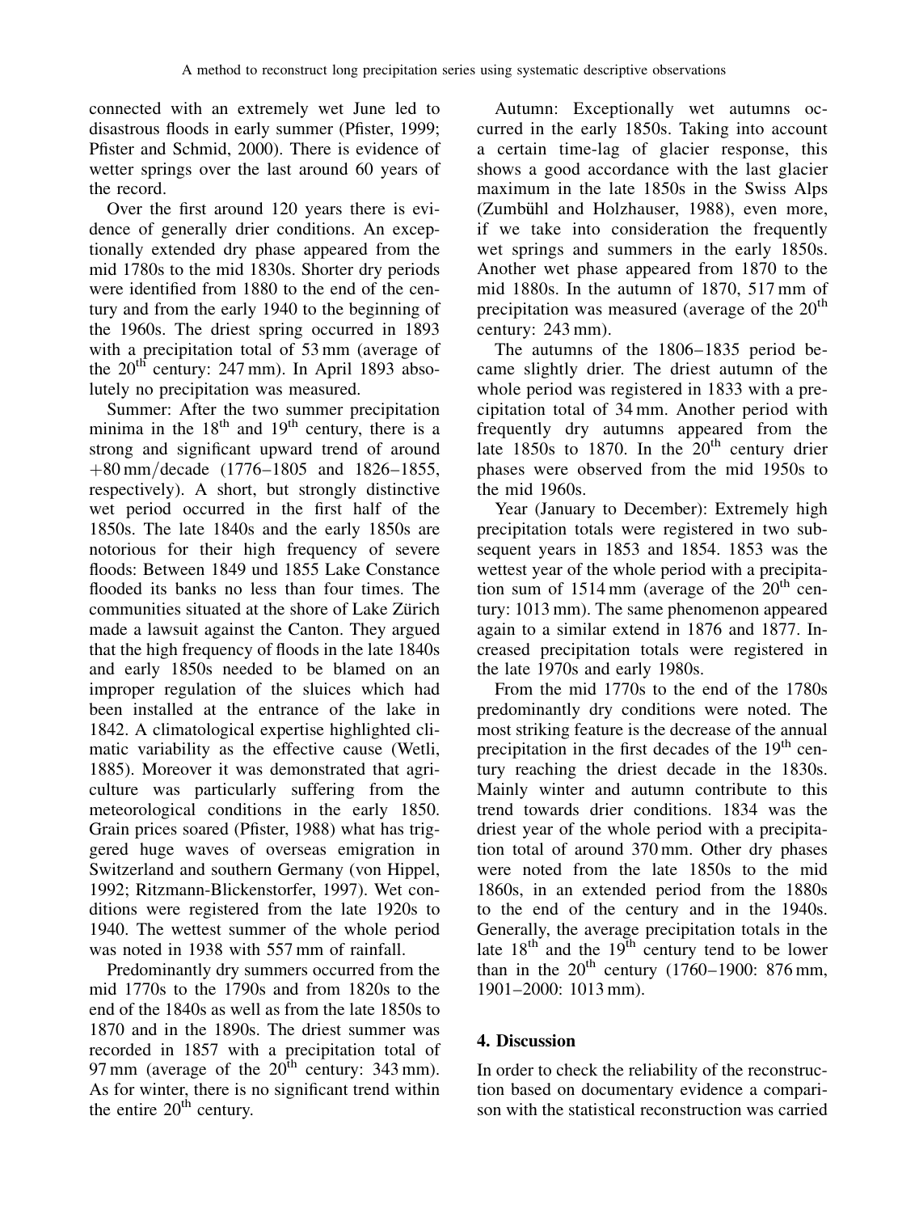connected with an extremely wet June led to disastrous floods in early summer (Pfister, 1999; Pfister and Schmid, 2000). There is evidence of wetter springs over the last around 60 years of the record.

Over the first around 120 years there is evidence of generally drier conditions. An exceptionally extended dry phase appeared from the mid 1780s to the mid 1830s. Shorter dry periods were identified from 1880 to the end of the century and from the early 1940 to the beginning of the 1960s. The driest spring occurred in 1893 with a precipitation total of 53 mm (average of the 20th century: 247 mm). In April 1893 absolutely no precipitation was measured.

Summer: After the two summer precipitation minima in the 18th and 19th century, there is a strong and significant upward trend of around +80 mm/decade (1776–1805 and 1826–1855, respectively). A short, but strongly distinctive wet period occurred in the first half of the 1850s. The late 1840s and the early 1850s are notorious for their high frequency of severe floods: Between 1849 und 1855 Lake Constance flooded its banks no less than four times. The communities situated at the shore of Lake Zürich made a lawsuit against the Canton. They argued that the high frequency of floods in the late 1840s and early 1850s needed to be blamed on an improper regulation of the sluices which had been installed at the entrance of the lake in 1842. A climatological expertise highlighted climatic variability as the effective cause (Wetli, 1885). Moreover it was demonstrated that agriculture was particularly suffering from the meteorological conditions in the early 1850. Grain prices soared (Pfister, 1988) what has triggered huge waves of overseas emigration in Switzerland and southern Germany (von Hippel, 1992; Ritzmann-Blickenstorfer, 1997). Wet conditions were registered from the late 1920s to 1940. The wettest summer of the whole period was noted in 1938 with 557 mm of rainfall.

Predominantly dry summers occurred from the mid 1770s to the 1790s and from 1820s to the end of the 1840s as well as from the late 1850s to 1870 and in the 1890s. The driest summer was recorded in 1857 with a precipitation total of 97 mm (average of the 20th century: 343 mm). As for winter, there is no significant trend within the entire 20th century.

Autumn: Exceptionally wet autumns occurred in the early 1850s. Taking into account a certain time-lag of glacier response, this shows a good accordance with the last glacier maximum in the late 1850s in the Swiss Alps (Zumbühl and Holzhauser, 1988), even more, if we take into consideration the frequently wet springs and summers in the early 1850s. Another wet phase appeared from 1870 to the mid 1880s. In the autumn of 1870, 517 mm of precipitation was measured (average of the 20th century: 243 mm).

The autumns of the 1806–1835 period became slightly drier. The driest autumn of the whole period was registered in 1833 with a precipitation total of 34 mm. Another period with frequently dry autumns appeared from the late 1850s to 1870. In the 20th century drier phases were observed from the mid 1950s to the mid 1960s.

Year (January to December): Extremely high precipitation totals were registered in two subsequent years in 1853 and 1854. 1853 was the wettest year of the whole period with a precipitation sum of 1514 mm (average of the 20th century: 1013 mm). The same phenomenon appeared again to a similar extend in 1876 and 1877. Increased precipitation totals were registered in the late 1970s and early 1980s.

From the mid 1770s to the end of the 1780s predominantly dry conditions were noted. The most striking feature is the decrease of the annual precipitation in the first decades of the 19th century reaching the driest decade in the 1830s. Mainly winter and autumn contribute to this trend towards drier conditions. 1834 was the driest year of the whole period with a precipitation total of around 370 mm. Other dry phases were noted from the late 1850s to the mid 1860s, in an extended period from the 1880s to the end of the century and in the 1940s. Generally, the average precipitation totals in the late 18th and the 19th century tend to be lower than in the 20th century (1760–1900: 876 mm, 1901–2000: 1013 mm).

## 4. Discussion

In order to check the reliability of the reconstruction based on documentary evidence a comparison with the statistical reconstruction was carried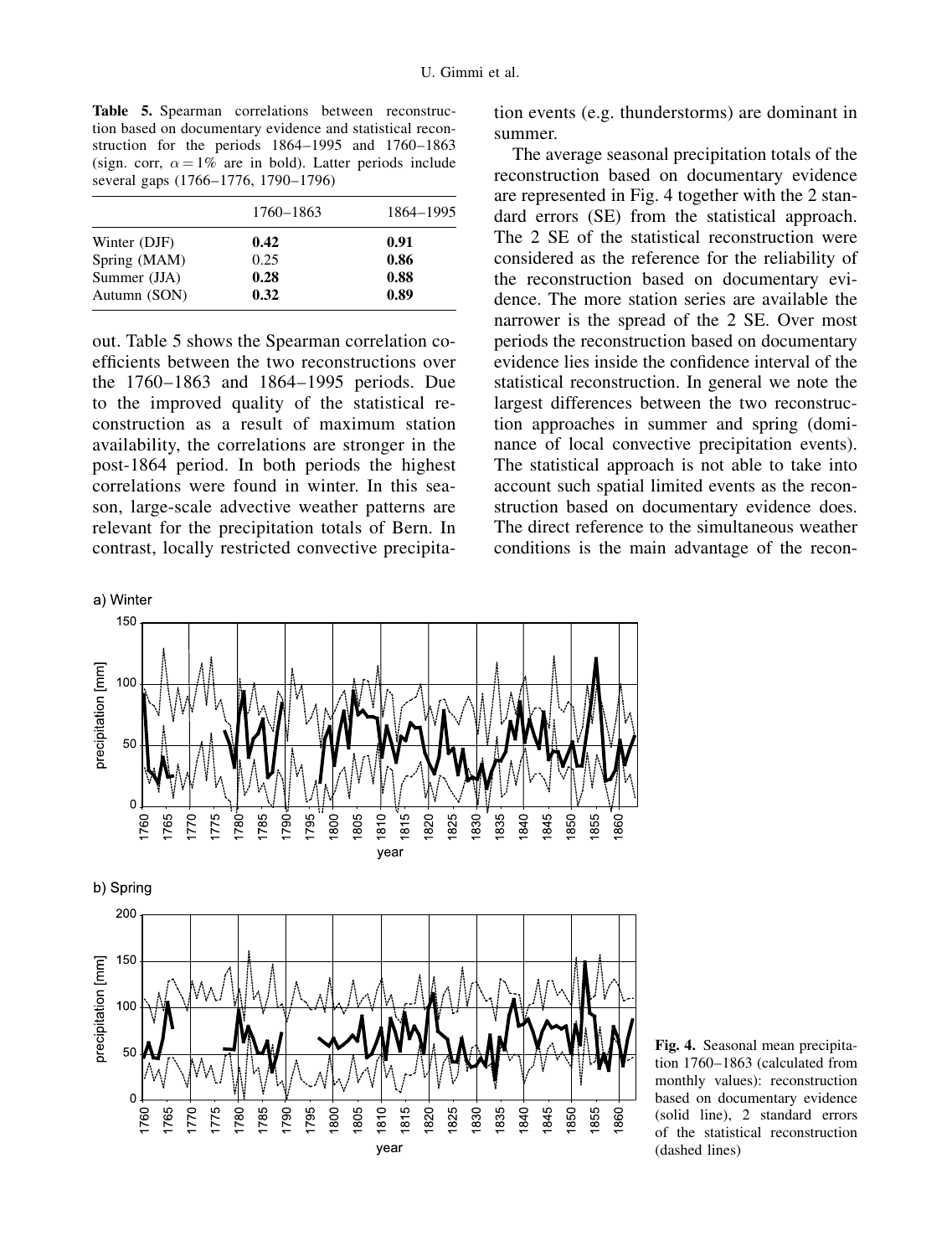**Table 5.** Spearman correlations between reconstruction based on documentary evidence and statistical reconstruction for the periods 1864–1995 and 1760–1863 (sign. corr, $\alpha = 1\%$ are in bold). Latter periods include several gaps (1766–1776, 1790–1796)

| | 1760–1863 | 1864–1995 |
|---|---|---|
| Winter (DJF) | **0.42** | **0.91** |
| Spring (MAM) | 0.25 | **0.86** |
| Summer (JJA) | **0.28** | **0.88** |
| Autumn (SON) | **0.32** | **0.89** |

out. Table 5 shows the Spearman correlation coefficients between the two reconstructions over the 1760–1863 and 1864–1995 periods. Due to the improved quality of the statistical reconstruction as a result of maximum station availability, the correlations are stronger in the post-1864 period. In both periods the highest correlations were found in winter. In this season, large-scale advective weather patterns are relevant for the precipitation totals of Bern. In contrast, locally restricted convective precipitation events (e.g. thunderstorms) are dominant in summer.

The average seasonal precipitation totals of the reconstruction based on documentary evidence are represented in Fig. 4 together with the 2 standard errors (SE) from the statistical approach. The 2 SE of the statistical reconstruction were considered as the reference for the reliability of the reconstruction based on documentary evidence. The more station series are available the narrower is the spread of the 2 SE. Over most periods the reconstruction based on documentary evidence lies inside the confidence interval of the statistical reconstruction. In general we note the largest differences between the two reconstruction approaches in summer and spring (dominance of local convective precipitation events). The statistical approach is not able to take into account such spatial limited events as the reconstruction based on documentary evidence does. The direct reference to the simultaneous weather conditions is the main advantage of the recon-

**Fig. 4.** Seasonal mean precipitation 1760–1863 (calculated from monthly values): reconstruction based on documentary evidence (solid line), 2 standard errors of the statistical reconstruction (dashed lines)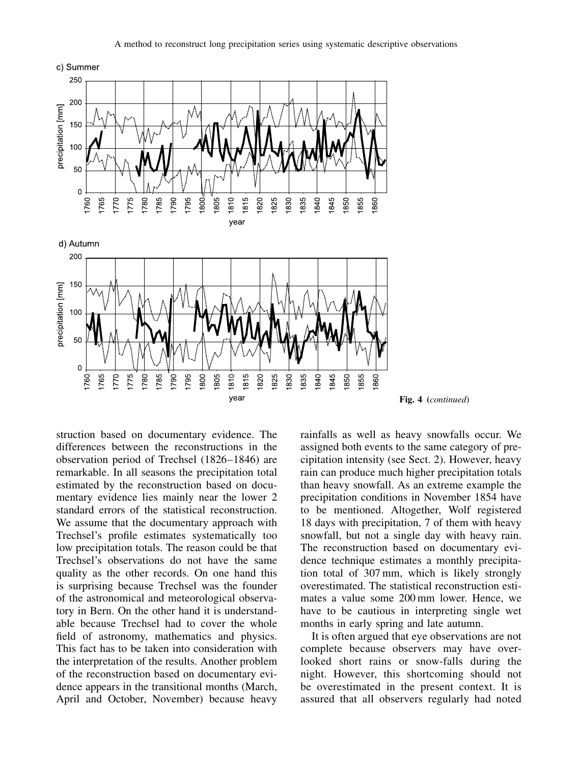c) Summer

d) Autumn

**Fig. 4** (*continued*)

struction based on documentary evidence. The differences between the reconstructions in the observation period of Trechsel (1826–1846) are remarkable. In all seasons the precipitation total estimated by the reconstruction based on documentary evidence lies mainly near the lower 2 standard errors of the statistical reconstruction. We assume that the documentary approach with Trechsel's profile estimates systematically too low precipitation totals. The reason could be that Trechsel's observations do not have the same quality as the other records. On one hand this is surprising because Trechsel was the founder of the astronomical and meteorological observatory in Bern. On the other hand it is understandable because Trechsel had to cover the whole field of astronomy, mathematics and physics. This fact has to be taken into consideration with the interpretation of the results. Another problem of the reconstruction based on documentary evidence appears in the transitional months (March, April and October, November) because heavy rainfalls as well as heavy snowfalls occur. We assigned both events to the same category of precipitation intensity (see Sect. 2). However, heavy rain can produce much higher precipitation totals than heavy snowfall. As an extreme example the precipitation conditions in November 1854 have to be mentioned. Altogether, Wolf registered 18 days with precipitation, 7 of them with heavy snowfall, but not a single day with heavy rain. The reconstruction based on documentary evidence technique estimates a monthly precipitation total of 307 mm, which is likely strongly overestimated. The statistical reconstruction estimates a value some 200 mm lower. Hence, we have to be cautious in interpreting single wet months in early spring and late autumn.

It is often argued that eye observations are not complete because observers may have overlooked short rains or snow-falls during the night. However, this shortcoming should not be overestimated in the present context. It is assured that all observers regularly had noted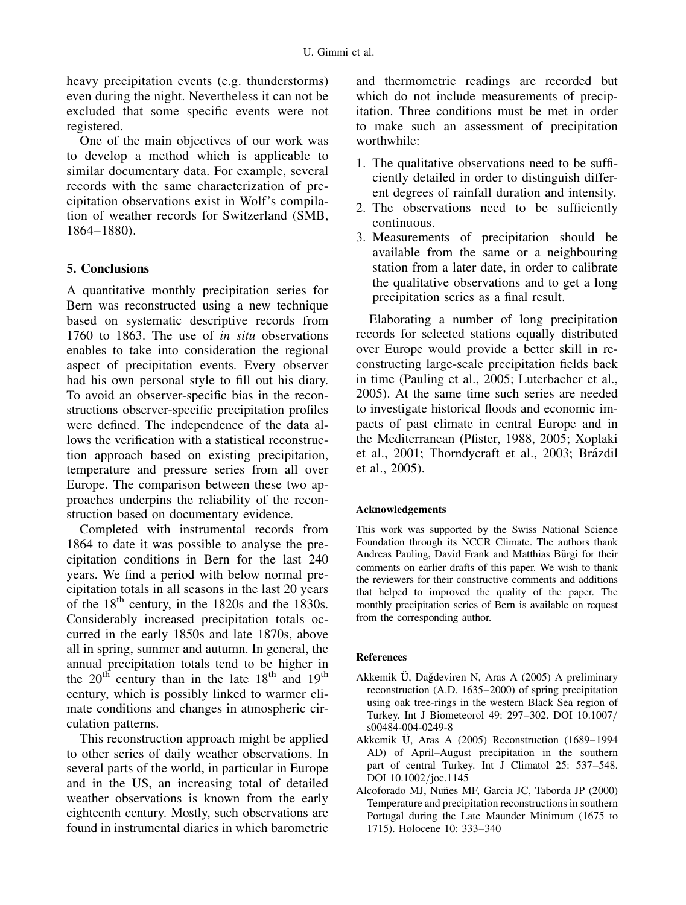heavy precipitation events (e.g. thunderstorms) even during the night. Nevertheless it can not be excluded that some specific events were not registered.

One of the main objectives of our work was to develop a method which is applicable to similar documentary data. For example, several records with the same characterization of precipitation observations exist in Wolf's compilation of weather records for Switzerland (SMB, 1864–1880).

## 5. Conclusions

A quantitative monthly precipitation series for Bern was reconstructed using a new technique based on systematic descriptive records from 1760 to 1863. The use of *in situ* observations enables to take into consideration the regional aspect of precipitation events. Every observer had his own personal style to fill out his diary. To avoid an observer-specific bias in the reconstructions observer-specific precipitation profiles were defined. The independence of the data allows the verification with a statistical reconstruction approach based on existing precipitation, temperature and pressure series from all over Europe. The comparison between these two approaches underpins the reliability of the reconstruction based on documentary evidence.

Completed with instrumental records from 1864 to date it was possible to analyse the precipitation conditions in Bern for the last 240 years. We find a period with below normal precipitation totals in all seasons in the last 20 years of the 18th century, in the 1820s and the 1830s. Considerably increased precipitation totals occurred in the early 1850s and late 1870s, above all in spring, summer and autumn. In general, the annual precipitation totals tend to be higher in the 20th century than in the late 18th and 19th century, which is possibly linked to warmer climate conditions and changes in atmospheric circulation patterns.

This reconstruction approach might be applied to other series of daily weather observations. In several parts of the world, in particular in Europe and in the US, an increasing total of detailed weather observations is known from the early eighteenth century. Mostly, such observations are found in instrumental diaries in which barometric and thermometric readings are recorded but which do not include measurements of precipitation. Three conditions must be met in order to make such an assessment of precipitation worthwhile:

1. The qualitative observations need to be sufficiently detailed in order to distinguish different degrees of rainfall duration and intensity.
2. The observations need to be sufficiently continuous.
3. Measurements of precipitation should be available from the same or a neighbouring station from a later date, in order to calibrate the qualitative observations and to get a long precipitation series as a final result.

Elaborating a number of long precipitation records for selected stations equally distributed over Europe would provide a better skill in reconstructing large-scale precipitation fields back in time (Pauling et al., 2005; Luterbacher et al., 2005). At the same time such series are needed to investigate historical floods and economic impacts of past climate in central Europe and in the Mediterranean (Pfister, 1988, 2005; Xoplaki et al., 2001; Thorndycraft et al., 2003; Brázdil et al., 2005).

### Acknowledgements

This work was supported by the Swiss National Science Foundation through its NCCR Climate. The authors thank Andreas Pauling, David Frank and Matthias Bürgi for their comments on earlier drafts of this paper. We wish to thank the reviewers for their constructive comments and additions that helped to improved the quality of the paper. The monthly precipitation series of Bern is available on request from the corresponding author.

### References

Akkemik Ü, Dağdeviren N, Aras A (2005) A preliminary reconstruction (A.D. 1635–2000) of spring precipitation using oak tree-rings in the western Black Sea region of Turkey. Int J Biometeorol 49: 297–302. DOI 10.1007/s00484-004-0249-8

Akkemik Ü, Aras A (2005) Reconstruction (1689–1994 AD) of April–August precipitation in the southern part of central Turkey. Int J Climatol 25: 537–548. DOI 10.1002/joc.1145

Alcoforado MJ, Nuñes MF, Garcia JC, Taborda JP (2000) Temperature and precipitation reconstructions in southern Portugal during the Late Maunder Minimum (1675 to 1715). Holocene 10: 333–340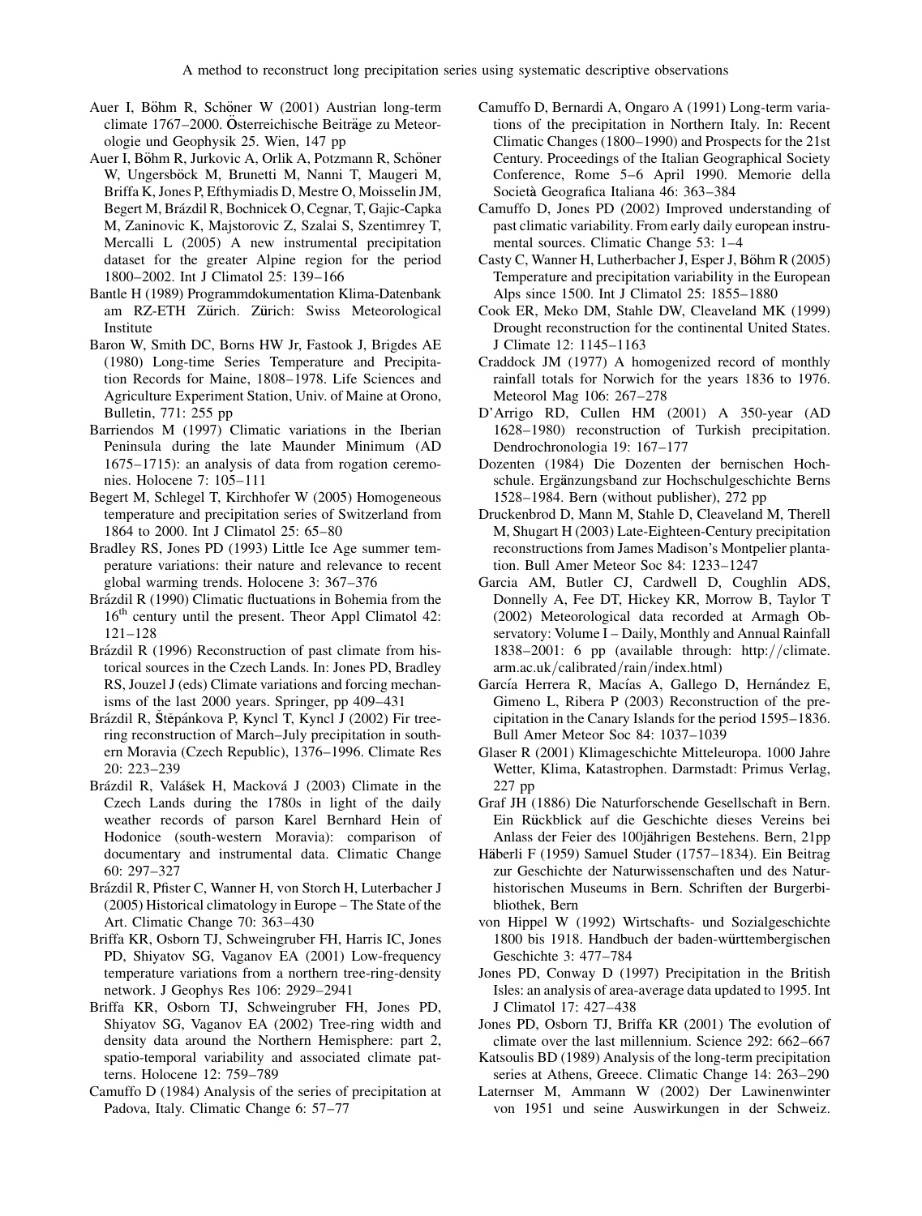Auer I, Böhm R, Schöner W (2001) Austrian long-term climate 1767–2000. Österreichische Beiträge zu Meteorologie und Geophysik 25. Wien, 147 pp

Auer I, Böhm R, Jurkovic A, Orlik A, Potzmann R, Schöner W, Ungersböck M, Brunetti M, Nanni T, Maugeri M, Briffa K, Jones P, Efthymiadis D, Mestre O, Moisselin JM, Begert M, Brázdil R, Bochnicek O, Cegnar, T, Gajic-Capka M, Zaninovic K, Majstorovic Z, Szalai S, Szentimrey T, Mercalli L (2005) A new instrumental precipitation dataset for the greater Alpine region for the period 1800–2002. Int J Climatol 25: 139–166

Bantle H (1989) Programmdokumentation Klima-Datenbank am RZ-ETH Zürich. Zürich: Swiss Meteorological Institute

Baron W, Smith DC, Borns HW Jr, Fastook J, Brigdes AE (1980) Long-time Series Temperature and Precipitation Records for Maine, 1808–1978. Life Sciences and Agriculture Experiment Station, Univ. of Maine at Orono, Bulletin, 771: 255 pp

Barriendos M (1997) Climatic variations in the Iberian Peninsula during the late Maunder Minimum (AD 1675–1715): an analysis of data from rogation ceremonies. Holocene 7: 105–111

Begert M, Schlegel T, Kirchhofer W (2005) Homogeneous temperature and precipitation series of Switzerland from 1864 to 2000. Int J Climatol 25: 65–80

Bradley RS, Jones PD (1993) Little Ice Age summer temperature variations: their nature and relevance to recent global warming trends. Holocene 3: 367–376

Brázdil R (1990) Climatic fluctuations in Bohemia from the 16th century until the present. Theor Appl Climatol 42: 121–128

Brázdil R (1996) Reconstruction of past climate from historical sources in the Czech Lands. In: Jones PD, Bradley RS, Jouzel J (eds) Climate variations and forcing mechanisms of the last 2000 years. Springer, pp 409–431

Brázdil R, Štěpánkova P, Kyncl T, Kyncl J (2002) Fir tree-ring reconstruction of March–July precipitation in southern Moravia (Czech Republic), 1376–1996. Climate Res 20: 223–239

Brázdil R, Valášek H, Macková J (2003) Climate in the Czech Lands during the 1780s in light of the daily weather records of parson Karel Bernhard Hein of Hodonice (south-western Moravia): comparison of documentary and instrumental data. Climatic Change 60: 297–327

Brázdil R, Pfister C, Wanner H, von Storch H, Luterbacher J (2005) Historical climatology in Europe – The State of the Art. Climatic Change 70: 363–430

Briffa KR, Osborn TJ, Schweingruber FH, Harris IC, Jones PD, Shiyatov SG, Vaganov EA (2001) Low-frequency temperature variations from a northern tree-ring-density network. J Geophys Res 106: 2929–2941

Briffa KR, Osborn TJ, Schweingruber FH, Jones PD, Shiyatov SG, Vaganov EA (2002) Tree-ring width and density data around the Northern Hemisphere: part 2, spatio-temporal variability and associated climate patterns. Holocene 12: 759–789

Camuffo D (1984) Analysis of the series of precipitation at Padova, Italy. Climatic Change 6: 57–77

Camuffo D, Bernardi A, Ongaro A (1991) Long-term variations of the precipitation in Northern Italy. In: Recent Climatic Changes (1800–1990) and Prospects for the 21st Century. Proceedings of the Italian Geographical Society Conference, Rome 5–6 April 1990. Memorie della Società Geografica Italiana 46: 363–384

Camuffo D, Jones PD (2002) Improved understanding of past climatic variability. From early daily european instrumental sources. Climatic Change 53: 1–4

Casty C, Wanner H, Lutherbacher J, Esper J, Böhm R (2005) Temperature and precipitation variability in the European Alps since 1500. Int J Climatol 25: 1855–1880

Cook ER, Meko DM, Stahle DW, Cleaveland MK (1999) Drought reconstruction for the continental United States. J Climate 12: 1145–1163

Craddock JM (1977) A homogenized record of monthly rainfall totals for Norwich for the years 1836 to 1976. Meteorol Mag 106: 267–278

D'Arrigo RD, Cullen HM (2001) A 350-year (AD 1628–1980) reconstruction of Turkish precipitation. Dendrochronologia 19: 167–177

Dozenten (1984) Die Dozenten der bernischen Hochschule. Ergänzungsband zur Hochschulgeschichte Berns 1528–1984. Bern (without publisher), 272 pp

Druckenbrod D, Mann M, Stahle D, Cleaveland M, Therell M, Shugart H (2003) Late-Eighteen-Century precipitation reconstructions from James Madison's Montpelier plantation. Bull Amer Meteor Soc 84: 1233–1247

Garcia AM, Butler CJ, Cardwell D, Coughlin ADS, Donnelly A, Fee DT, Hickey KR, Morrow B, Taylor T (2002) Meteorological data recorded at Armagh Observatory: Volume I – Daily, Monthly and Annual Rainfall 1838–2001: 6 pp (available through: http://climate.arm.ac.uk/calibrated/rain/index.html)

García Herrera R, Macías A, Gallego D, Hernández E, Gimeno L, Ribera P (2003) Reconstruction of the precipitation in the Canary Islands for the period 1595–1836. Bull Amer Meteor Soc 84: 1037–1039

Glaser R (2001) Klimageschichte Mitteleuropa. 1000 Jahre Wetter, Klima, Katastrophen. Darmstadt: Primus Verlag, 227 pp

Graf JH (1886) Die Naturforschende Gesellschaft in Bern. Ein Rückblick auf die Geschichte dieses Vereins bei Anlass der Feier des 100jährigen Bestehens. Bern, 21pp

Häberli F (1959) Samuel Studer (1757–1834). Ein Beitrag zur Geschichte der Naturwissenschaften und des Naturhistorischen Museums in Bern. Schriften der Burgerbibliothek, Bern

von Hippel W (1992) Wirtschafts- und Sozialgeschichte 1800 bis 1918. Handbuch der baden-württembergischen Geschichte 3: 477–784

Jones PD, Conway D (1997) Precipitation in the British Isles: an analysis of area-average data updated to 1995. Int J Climatol 17: 427–438

Jones PD, Osborn TJ, Briffa KR (2001) The evolution of climate over the last millennium. Science 292: 662–667

Katsoulis BD (1989) Analysis of the long-term precipitation series at Athens, Greece. Climatic Change 14: 263–290

Laternser M, Ammann W (2002) Der Lawinenwinter von 1951 und seine Auswirkungen in der Schweiz.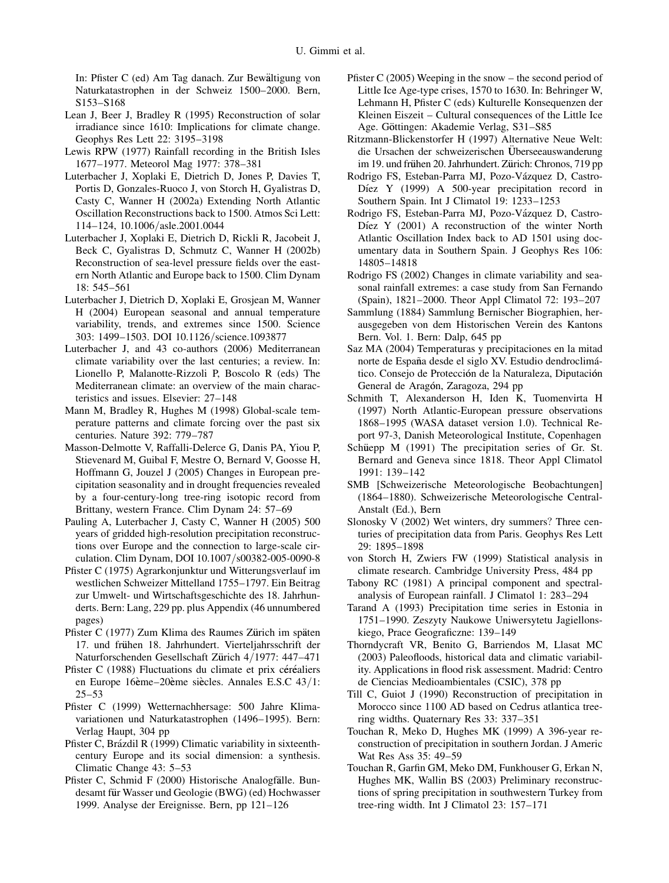In: Pfister C (ed) Am Tag danach. Zur Bewältigung von Naturkatastrophen in der Schweiz 1500–2000. Bern, S153–S168

Lean J, Beer J, Bradley R (1995) Reconstruction of solar irradiance since 1610: Implications for climate change. Geophys Res Lett 22: 3195–3198

Lewis RPW (1977) Rainfall recording in the British Isles 1677–1977. Meteorol Mag 1977: 378–381

Luterbacher J, Xoplaki E, Dietrich D, Jones P, Davies T, Portis D, Gonzales-Ruoco J, von Storch H, Gyalistras D, Casty C, Wanner H (2002a) Extending North Atlantic Oscillation Reconstructions back to 1500. Atmos Sci Lett: 114–124, 10.1006/asle.2001.0044

Luterbacher J, Xoplaki E, Dietrich D, Rickli R, Jacobeit J, Beck C, Gyalistras D, Schmutz C, Wanner H (2002b) Reconstruction of sea-level pressure fields over the eastern North Atlantic and Europe back to 1500. Clim Dynam 18: 545–561

Luterbacher J, Dietrich D, Xoplaki E, Grosjean M, Wanner H (2004) European seasonal and annual temperature variability, trends, and extremes since 1500. Science 303: 1499–1503. DOI 10.1126/science.1093877

Luterbacher J, and 43 co-authors (2006) Mediterranean climate variability over the last centuries; a review. In: Lionello P, Malanotte-Rizzoli P, Boscolo R (eds) The Mediterranean climate: an overview of the main characteristics and issues. Elsevier: 27–148

Mann M, Bradley R, Hughes M (1998) Global-scale temperature patterns and climate forcing over the past six centuries. Nature 392: 779–787

Masson-Delmotte V, Raffalli-Delerce G, Danis PA, Yiou P, Stievenard M, Guibal F, Mestre O, Bernard V, Goosse H, Hoffmann G, Jouzel J (2005) Changes in European precipitation seasonality and in drought frequencies revealed by a four-century-long tree-ring isotopic record from Brittany, western France. Clim Dynam 24: 57–69

Pauling A, Luterbacher J, Casty C, Wanner H (2005) 500 years of gridded high-resolution precipitation reconstructions over Europe and the connection to large-scale circulation. Clim Dynam, DOI 10.1007/s00382-005-0090-8

Pfister C (1975) Agrarkonjunktur und Witterungsverlauf im westlichen Schweizer Mittelland 1755–1797. Ein Beitrag zur Umwelt- und Wirtschaftsgeschichte des 18. Jahrhunderts. Bern: Lang, 229 pp. plus Appendix (46 unnumbered pages)

Pfister C (1977) Zum Klima des Raumes Zürich im späten 17. und frühen 18. Jahrhundert. Vierteljahrsschrift der Naturforschenden Gesellschaft Zürich 4/1977: 447–471

Pfister C (1988) Fluctuations du climate et prix céréaliers en Europe 16ème–20ème siècles. Annales E.S.C 43/1: 25–53

Pfister C (1999) Wetternachhersage: 500 Jahre Klimavariationen und Naturkatastrophen (1496–1995). Bern: Verlag Haupt, 304 pp

Pfister C, Brázdil R (1999) Climatic variability in sixteenth-century Europe and its social dimension: a synthesis. Climatic Change 43: 5–53

Pfister C, Schmid F (2000) Historische Analogfälle. Bundesamt für Wasser und Geologie (BWG) (ed) Hochwasser 1999. Analyse der Ereignisse. Bern, pp 121–126

Pfister C (2005) Weeping in the snow – the second period of Little Ice Age-type crises, 1570 to 1630. In: Behringer W, Lehmann H, Pfister C (eds) Kulturelle Konsequenzen der Kleinen Eiszeit – Cultural consequences of the Little Ice Age. Göttingen: Akademie Verlag, S31–S85

Ritzmann-Blickenstorfer H (1997) Alternative Neue Welt: die Ursachen der schweizerischen Überseeauswanderung im 19. und frühen 20. Jahrhundert. Zürich: Chronos, 719 pp

Rodrigo FS, Esteban-Parra MJ, Pozo-Vázquez D, Castro-Díez Y (1999) A 500-year precipitation record in Southern Spain. Int J Climatol 19: 1233–1253

Rodrigo FS, Esteban-Parra MJ, Pozo-Vázquez D, Castro-Díez Y (2001) A reconstruction of the winter North Atlantic Oscillation Index back to AD 1501 using documentary data in Southern Spain. J Geophys Res 106: 14805–14818

Rodrigo FS (2002) Changes in climate variability and seasonal rainfall extremes: a case study from San Fernando (Spain), 1821–2000. Theor Appl Climatol 72: 193–207

Sammlung (1884) Sammlung Bernischer Biographien, herausgegeben von dem Historischen Verein des Kantons Bern. Vol. 1. Bern: Dalp, 645 pp

Saz MA (2004) Temperaturas y precipitaciones en la mitad norte de España desde el siglo XV. Estudio dendroclimático. Consejo de Protección de la Naturaleza, Diputación General de Aragón, Zaragoza, 294 pp

Schmith T, Alexanderson H, Iden K, Tuomenvirta H (1997) North Atlantic-European pressure observations 1868–1995 (WASA dataset version 1.0). Technical Report 97-3, Danish Meteorological Institute, Copenhagen

Schüepp M (1991) The precipitation series of Gr. St. Bernard and Geneva since 1818. Theor Appl Climatol 1991: 139–142

SMB [Schweizerische Meteorologische Beobachtungen] (1864–1880). Schweizerische Meteorologische Central-Anstalt (Ed.), Bern

Slonosky V (2002) Wet winters, dry summers? Three centuries of precipitation data from Paris. Geophys Res Lett 29: 1895–1898

von Storch H, Zwiers FW (1999) Statistical analysis in climate research. Cambridge University Press, 484 pp

Tabony RC (1981) A principal component and spectral-analysis of European rainfall. J Climatol 1: 283–294

Tarand A (1993) Precipitation time series in Estonia in 1751–1990. Zeszyty Naukowe Uniwersytetu Jagiellonskiego, Prace Geograficzne: 139–149

Thorndycraft VR, Benito G, Barriendos M, Llasat MC (2003) Paleofloods, historical data and climatic variability. Applications in flood risk assessment. Madrid: Centro de Ciencias Medioambientales (CSIC), 378 pp

Till C, Guiot J (1990) Reconstruction of precipitation in Morocco since 1100 AD based on Cedrus atlantica tree-ring widths. Quaternary Res 33: 337–351

Touchan R, Meko D, Hughes MK (1999) A 396-year reconstruction of precipitation in southern Jordan. J Americ Wat Res Ass 35: 49–59

Touchan R, Garfin GM, Meko DM, Funkhouser G, Erkan N, Hughes MK, Wallin BS (2003) Preliminary reconstructions of spring precipitation in southwestern Turkey from tree-ring width. Int J Climatol 23: 157–171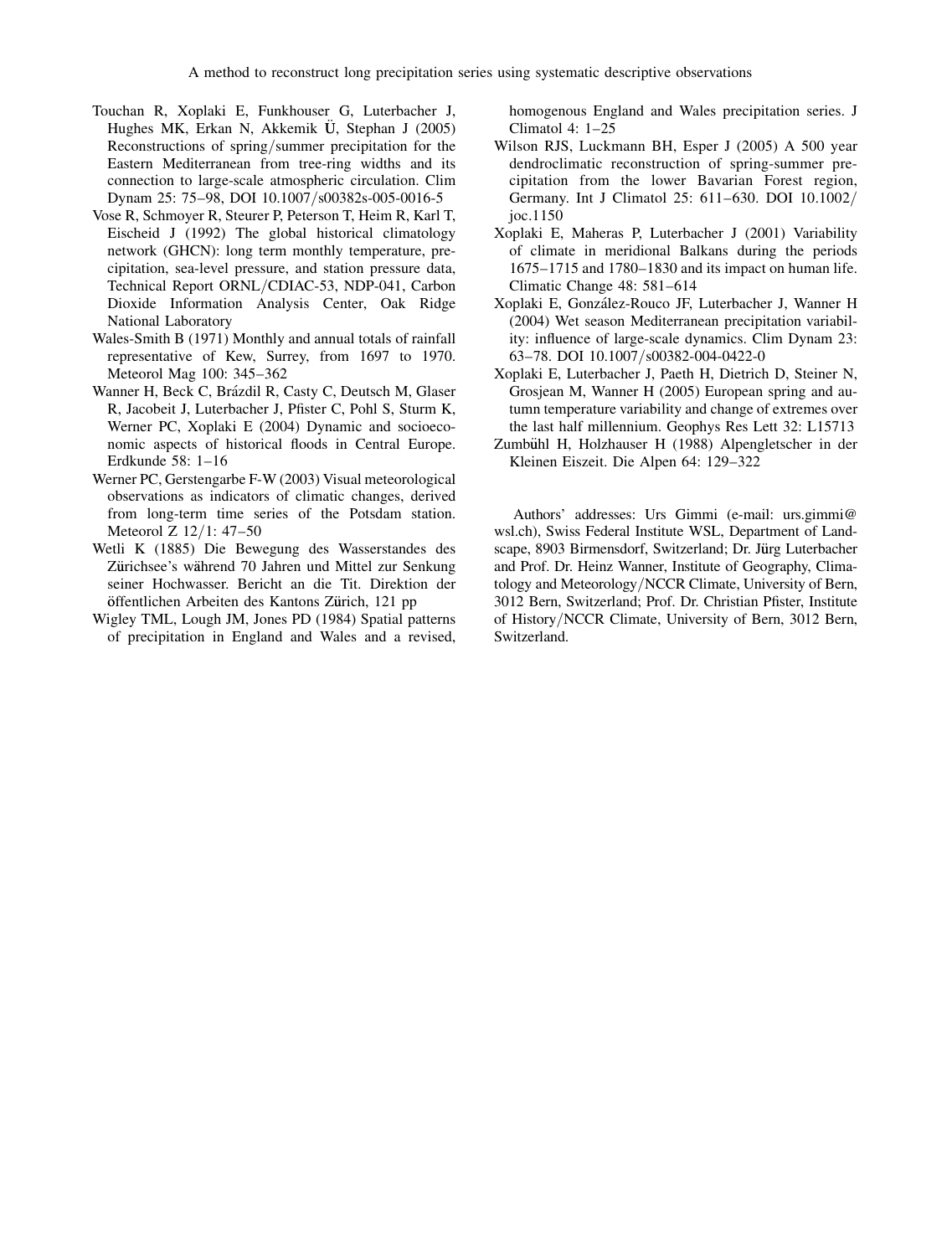Touchan R, Xoplaki E, Funkhouser G, Luterbacher J, Hughes MK, Erkan N, Akkemik Ü, Stephan J (2005) Reconstructions of spring/summer precipitation for the Eastern Mediterranean from tree-ring widths and its connection to large-scale atmospheric circulation. Clim Dynam 25: 75–98, DOI 10.1007/s00382s-005-0016-5

Vose R, Schmoyer R, Steurer P, Peterson T, Heim R, Karl T, Eischeid J (1992) The global historical climatology network (GHCN): long term monthly temperature, precipitation, sea-level pressure, and station pressure data, Technical Report ORNL/CDIAC-53, NDP-041, Carbon Dioxide Information Analysis Center, Oak Ridge National Laboratory

Wales-Smith B (1971) Monthly and annual totals of rainfall representative of Kew, Surrey, from 1697 to 1970. Meteorol Mag 100: 345–362

Wanner H, Beck C, Brázdil R, Casty C, Deutsch M, Glaser R, Jacobeit J, Luterbacher J, Pfister C, Pohl S, Sturm K, Werner PC, Xoplaki E (2004) Dynamic and socioeconomic aspects of historical floods in Central Europe. Erdkunde 58: 1–16

Werner PC, Gerstengarbe F-W (2003) Visual meteorological observations as indicators of climatic changes, derived from long-term time series of the Potsdam station. Meteorol Z 12/1: 47–50

Wetli K (1885) Die Bewegung des Wasserstandes des Zürichsee's während 70 Jahren und Mittel zur Senkung seiner Hochwasser. Bericht an die Tit. Direktion der öffentlichen Arbeiten des Kantons Zürich, 121 pp

Wigley TML, Lough JM, Jones PD (1984) Spatial patterns of precipitation in England and Wales and a revised, homogenous England and Wales precipitation series. J Climatol 4: 1–25

Wilson RJS, Luckmann BH, Esper J (2005) A 500 year dendroclimatic reconstruction of spring-summer precipitation from the lower Bavarian Forest region, Germany. Int J Climatol 25: 611–630. DOI 10.1002/joc.1150

Xoplaki E, Maheras P, Luterbacher J (2001) Variability of climate in meridional Balkans during the periods 1675–1715 and 1780–1830 and its impact on human life. Climatic Change 48: 581–614

Xoplaki E, González-Rouco JF, Luterbacher J, Wanner H (2004) Wet season Mediterranean precipitation variability: influence of large-scale dynamics. Clim Dynam 23: 63–78. DOI 10.1007/s00382-004-0422-0

Xoplaki E, Luterbacher J, Paeth H, Dietrich D, Steiner N, Grosjean M, Wanner H (2005) European spring and autumn temperature variability and change of extremes over the last half millennium. Geophys Res Lett 32: L15713

Zumbühl H, Holzhauser H (1988) Alpengletscher in der Kleinen Eiszeit. Die Alpen 64: 129–322

Authors' addresses: Urs Gimmi (e-mail: urs.gimmi@wsl.ch), Swiss Federal Institute WSL, Department of Landscape, 8903 Birmensdorf, Switzerland; Dr. Jürg Luterbacher and Prof. Dr. Heinz Wanner, Institute of Geography, Climatology and Meteorology/NCCR Climate, University of Bern, 3012 Bern, Switzerland; Prof. Dr. Christian Pfister, Institute of History/NCCR Climate, University of Bern, 3012 Bern, Switzerland.